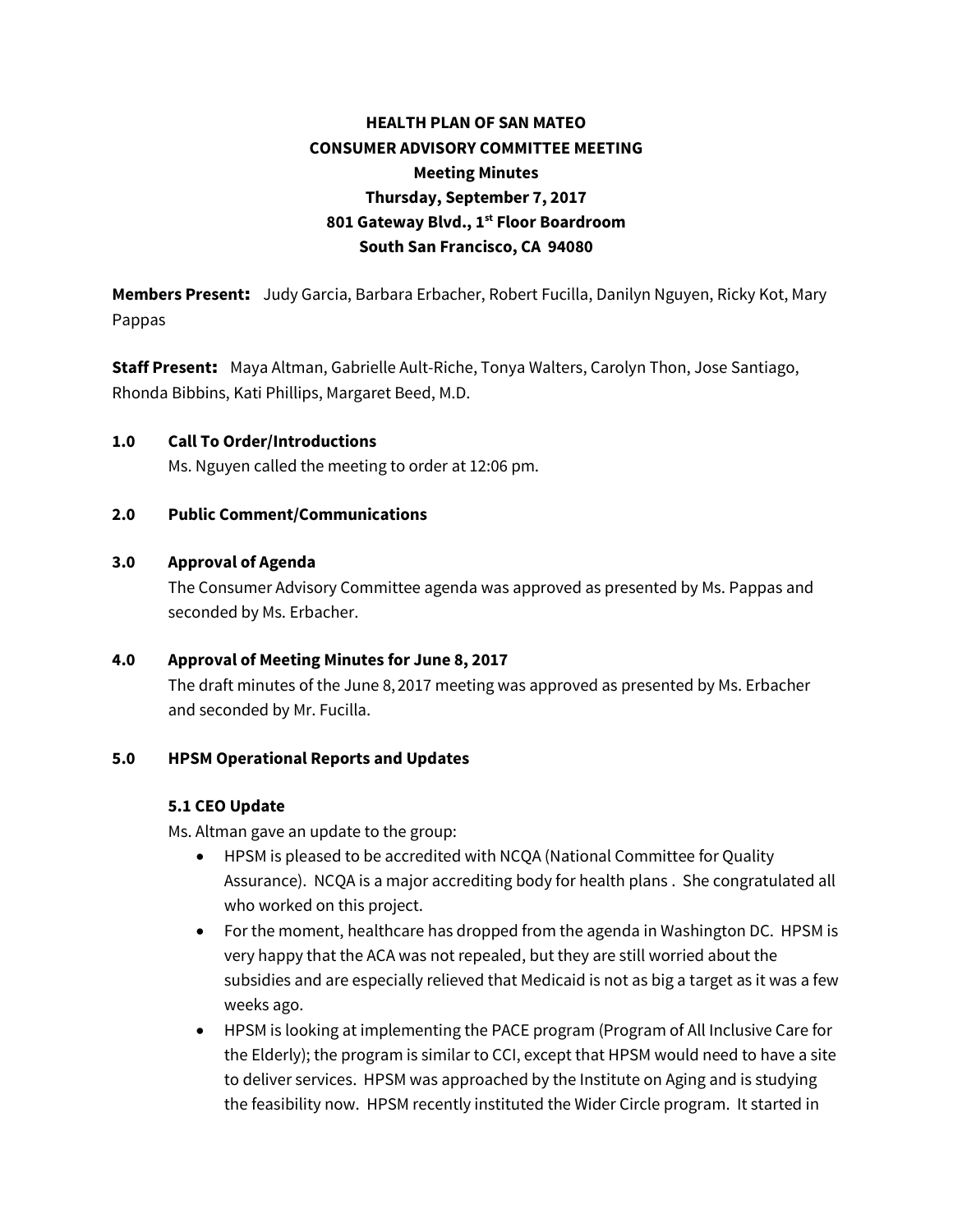**HEALTH PLAN OF SAN MATEO**
**CONSUMER ADVISORY COMMITTEE MEETING**
**Meeting Minutes**
**Thursday, September 7, 2017**
**801 Gateway Blvd., 1st Floor Boardroom**
**South San Francisco, CA 94080**

**Members Present:** Judy Garcia, Barbara Erbacher, Robert Fucilla, Danilyn Nguyen, Ricky Kot, Mary Pappas

**Staff Present:** Maya Altman, Gabrielle Ault-Riche, Tonya Walters, Carolyn Thon, Jose Santiago, Rhonda Bibbins, Kati Phillips, Margaret Beed, M.D.

**1.0 Call To Order/Introductions**

Ms. Nguyen called the meeting to order at 12:06 pm.

**2.0 Public Comment/Communications**

**3.0 Approval of Agenda**

The Consumer Advisory Committee agenda was approved as presented by Ms. Pappas and seconded by Ms. Erbacher.

**4.0 Approval of Meeting Minutes for June 8, 2017**

The draft minutes of the June 8, 2017 meeting was approved as presented by Ms. Erbacher and seconded by Mr. Fucilla.

**5.0 HPSM Operational Reports and Updates**

**5.1 CEO Update**

Ms. Altman gave an update to the group:

- HPSM is pleased to be accredited with NCQA (National Committee for Quality Assurance). NCQA is a major accrediting body for health plans . She congratulated all who worked on this project.
- For the moment, healthcare has dropped from the agenda in Washington DC. HPSM is very happy that the ACA was not repealed, but they are still worried about the subsidies and are especially relieved that Medicaid is not as big a target as it was a few weeks ago.
- HPSM is looking at implementing the PACE program (Program of All Inclusive Care for the Elderly); the program is similar to CCI, except that HPSM would need to have a site to deliver services. HPSM was approached by the Institute on Aging and is studying the feasibility now. HPSM recently instituted the Wider Circle program. It started in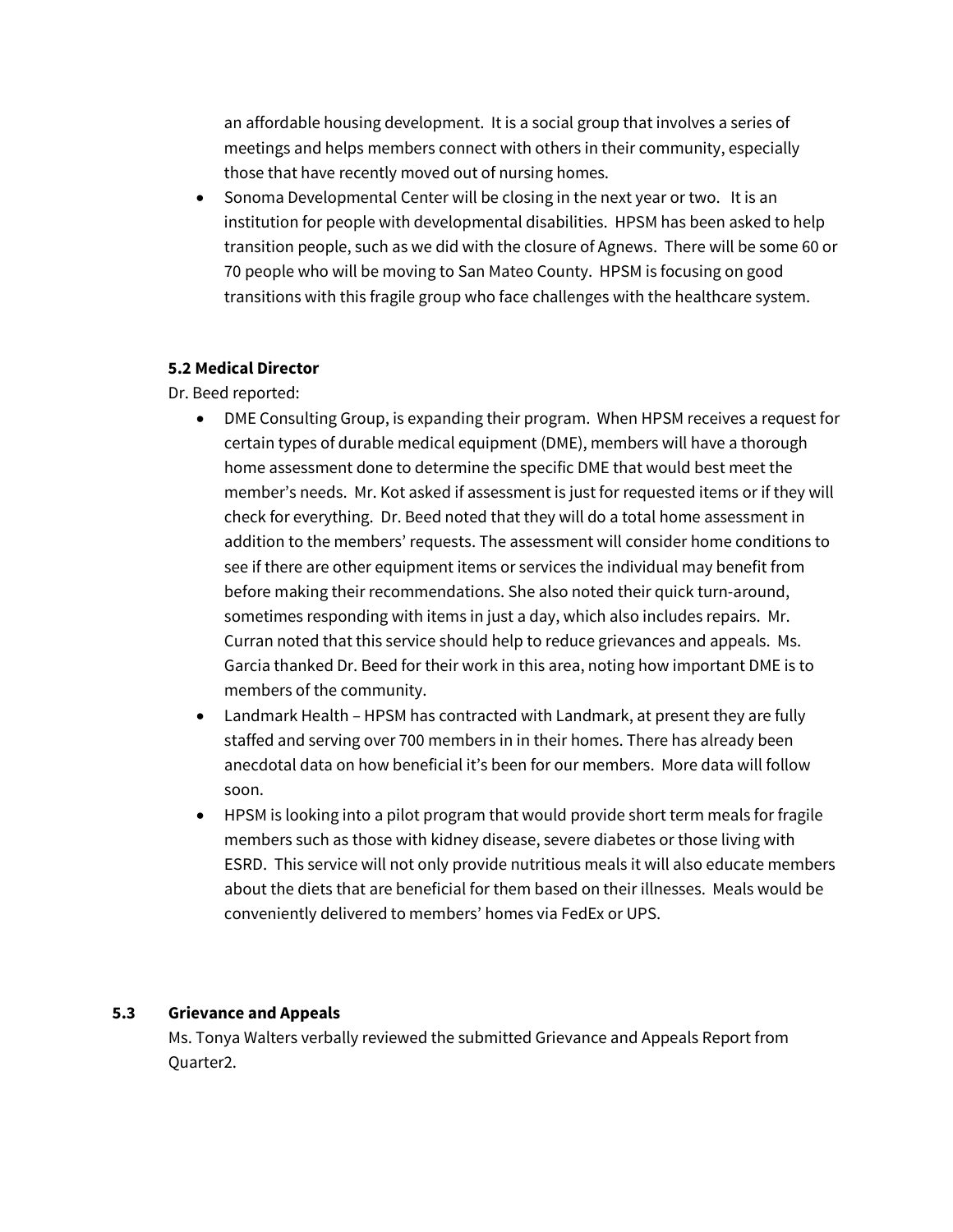an affordable housing development. It is a social group that involves a series of meetings and helps members connect with others in their community, especially those that have recently moved out of nursing homes.

- Sonoma Developmental Center will be closing in the next year or two. It is an institution for people with developmental disabilities. HPSM has been asked to help transition people, such as we did with the closure of Agnews. There will be some 60 or 70 people who will be moving to San Mateo County. HPSM is focusing on good transitions with this fragile group who face challenges with the healthcare system.

### 5.2 Medical Director

Dr. Beed reported:

- DME Consulting Group, is expanding their program. When HPSM receives a request for certain types of durable medical equipment (DME), members will have a thorough home assessment done to determine the specific DME that would best meet the member's needs. Mr. Kot asked if assessment is just for requested items or if they will check for everything. Dr. Beed noted that they will do a total home assessment in addition to the members' requests. The assessment will consider home conditions to see if there are other equipment items or services the individual may benefit from before making their recommendations. She also noted their quick turn-around, sometimes responding with items in just a day, which also includes repairs. Mr. Curran noted that this service should help to reduce grievances and appeals. Ms. Garcia thanked Dr. Beed for their work in this area, noting how important DME is to members of the community.
- Landmark Health – HPSM has contracted with Landmark, at present they are fully staffed and serving over 700 members in in their homes. There has already been anecdotal data on how beneficial it's been for our members. More data will follow soon.
- HPSM is looking into a pilot program that would provide short term meals for fragile members such as those with kidney disease, severe diabetes or those living with ESRD. This service will not only provide nutritious meals it will also educate members about the diets that are beneficial for them based on their illnesses. Meals would be conveniently delivered to members' homes via FedEx or UPS.

### 5.3 Grievance and Appeals

Ms. Tonya Walters verbally reviewed the submitted Grievance and Appeals Report from Quarter2.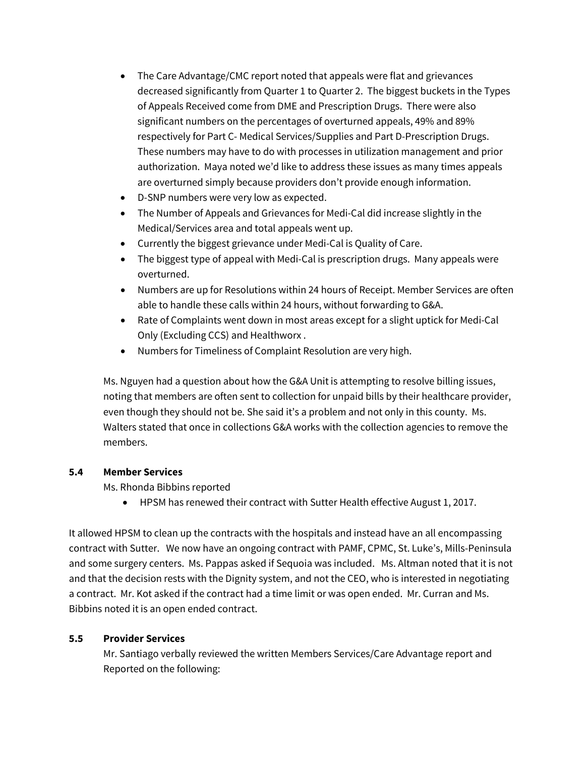- The Care Advantage/CMC report noted that appeals were flat and grievances decreased significantly from Quarter 1 to Quarter 2. The biggest buckets in the Types of Appeals Received come from DME and Prescription Drugs. There were also significant numbers on the percentages of overturned appeals, 49% and 89% respectively for Part C- Medical Services/Supplies and Part D-Prescription Drugs. These numbers may have to do with processes in utilization management and prior authorization. Maya noted we'd like to address these issues as many times appeals are overturned simply because providers don't provide enough information.
- D-SNP numbers were very low as expected.
- The Number of Appeals and Grievances for Medi-Cal did increase slightly in the Medical/Services area and total appeals went up.
- Currently the biggest grievance under Medi-Cal is Quality of Care.
- The biggest type of appeal with Medi-Cal is prescription drugs. Many appeals were overturned.
- Numbers are up for Resolutions within 24 hours of Receipt. Member Services are often able to handle these calls within 24 hours, without forwarding to G&A.
- Rate of Complaints went down in most areas except for a slight uptick for Medi-Cal Only (Excluding CCS) and Healthworx .
- Numbers for Timeliness of Complaint Resolution are very high.

Ms. Nguyen had a question about how the G&A Unit is attempting to resolve billing issues, noting that members are often sent to collection for unpaid bills by their healthcare provider, even though they should not be. She said it's a problem and not only in this county. Ms. Walters stated that once in collections G&A works with the collection agencies to remove the members.

### 5.4 Member Services

Ms. Rhonda Bibbins reported

- HPSM has renewed their contract with Sutter Health effective August 1, 2017.

It allowed HPSM to clean up the contracts with the hospitals and instead have an all encompassing contract with Sutter. We now have an ongoing contract with PAMF, CPMC, St. Luke's, Mills-Peninsula and some surgery centers. Ms. Pappas asked if Sequoia was included. Ms. Altman noted that it is not and that the decision rests with the Dignity system, and not the CEO, who is interested in negotiating a contract. Mr. Kot asked if the contract had a time limit or was open ended. Mr. Curran and Ms. Bibbins noted it is an open ended contract.

### 5.5 Provider Services

Mr. Santiago verbally reviewed the written Members Services/Care Advantage report and Reported on the following: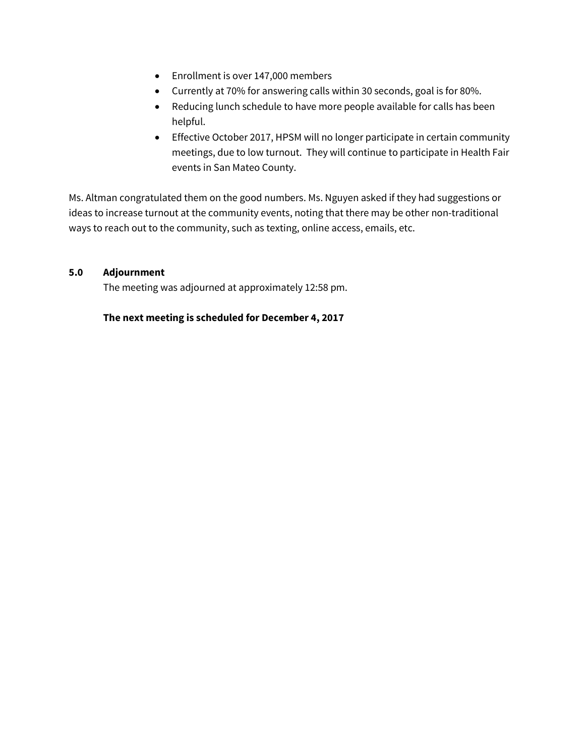- Enrollment is over 147,000 members
- Currently at 70% for answering calls within 30 seconds, goal is for 80%.
- Reducing lunch schedule to have more people available for calls has been helpful.
- Effective October 2017, HPSM will no longer participate in certain community meetings, due to low turnout. They will continue to participate in Health Fair events in San Mateo County.

Ms. Altman congratulated them on the good numbers. Ms. Nguyen asked if they had suggestions or ideas to increase turnout at the community events, noting that there may be other non-traditional ways to reach out to the community, such as texting, online access, emails, etc.

## 5.0 Adjournment

The meeting was adjourned at approximately 12:58 pm.

**The next meeting is scheduled for December 4, 2017**